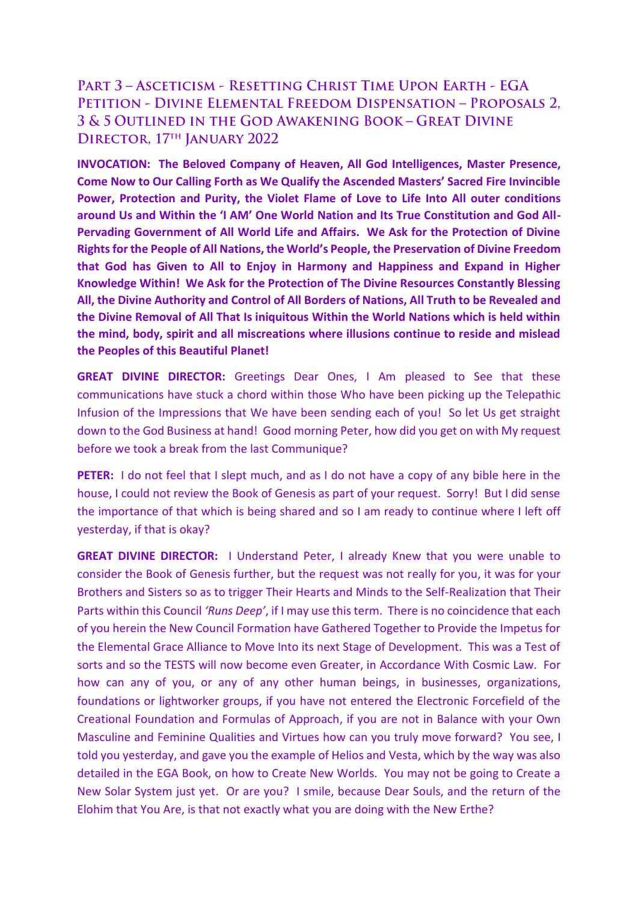# Part 3 – Asceticism - Resetting Christ Time Upon Earth - EGA Petition - Divine Elemental Freedom Dispensation – Proposals 2, 3 & 5 Outlined in the God Awakening Book – Great Divine Director, 17th January 2022

**INVOCATION: The Beloved Company of Heaven, All God Intelligences, Master Presence, Come Now to Our Calling Forth as We Qualify the Ascended Masters' Sacred Fire Invincible Power, Protection and Purity, the Violet Flame of Love to Life Into All outer conditions around Us and Within the 'I AM' One World Nation and Its True Constitution and God All-Pervading Government of All World Life and Affairs. We Ask for the Protection of Divine Rights for the People of All Nations, the World's People, the Preservation of Divine Freedom that God has Given to All to Enjoy in Harmony and Happiness and Expand in Higher Knowledge Within! We Ask for the Protection of The Divine Resources Constantly Blessing All, the Divine Authority and Control of All Borders of Nations, All Truth to be Revealed and the Divine Removal of All That Is iniquitous Within the World Nations which is held within the mind, body, spirit and all miscreations where illusions continue to reside and mislead the Peoples of this Beautiful Planet!**

**GREAT DIVINE DIRECTOR:** Greetings Dear Ones, I Am pleased to See that these communications have stuck a chord within those Who have been picking up the Telepathic Infusion of the Impressions that We have been sending each of you! So let Us get straight down to the God Business at hand! Good morning Peter, how did you get on with My request before we took a break from the last Communique?

**PETER:** I do not feel that I slept much, and as I do not have a copy of any bible here in the house, I could not review the Book of Genesis as part of your request. Sorry! But I did sense the importance of that which is being shared and so I am ready to continue where I left off yesterday, if that is okay?

**GREAT DIVINE DIRECTOR:** I Understand Peter, I already Knew that you were unable to consider the Book of Genesis further, but the request was not really for you, it was for your Brothers and Sisters so as to trigger Their Hearts and Minds to the Self-Realization that Their Parts within this Council *'Runs Deep'*, if I may use this term. There is no coincidence that each of you herein the New Council Formation have Gathered Together to Provide the Impetus for the Elemental Grace Alliance to Move Into its next Stage of Development. This was a Test of sorts and so the TESTS will now become even Greater, in Accordance With Cosmic Law. For how can any of you, or any of any other human beings, in businesses, organizations, foundations or lightworker groups, if you have not entered the Electronic Forcefield of the Creational Foundation and Formulas of Approach, if you are not in Balance with your Own Masculine and Feminine Qualities and Virtues how can you truly move forward? You see, I told you yesterday, and gave you the example of Helios and Vesta, which by the way was also detailed in the EGA Book, on how to Create New Worlds. You may not be going to Create a New Solar System just yet. Or are you? I smile, because Dear Souls, and the return of the Elohim that You Are, is that not exactly what you are doing with the New Erthe?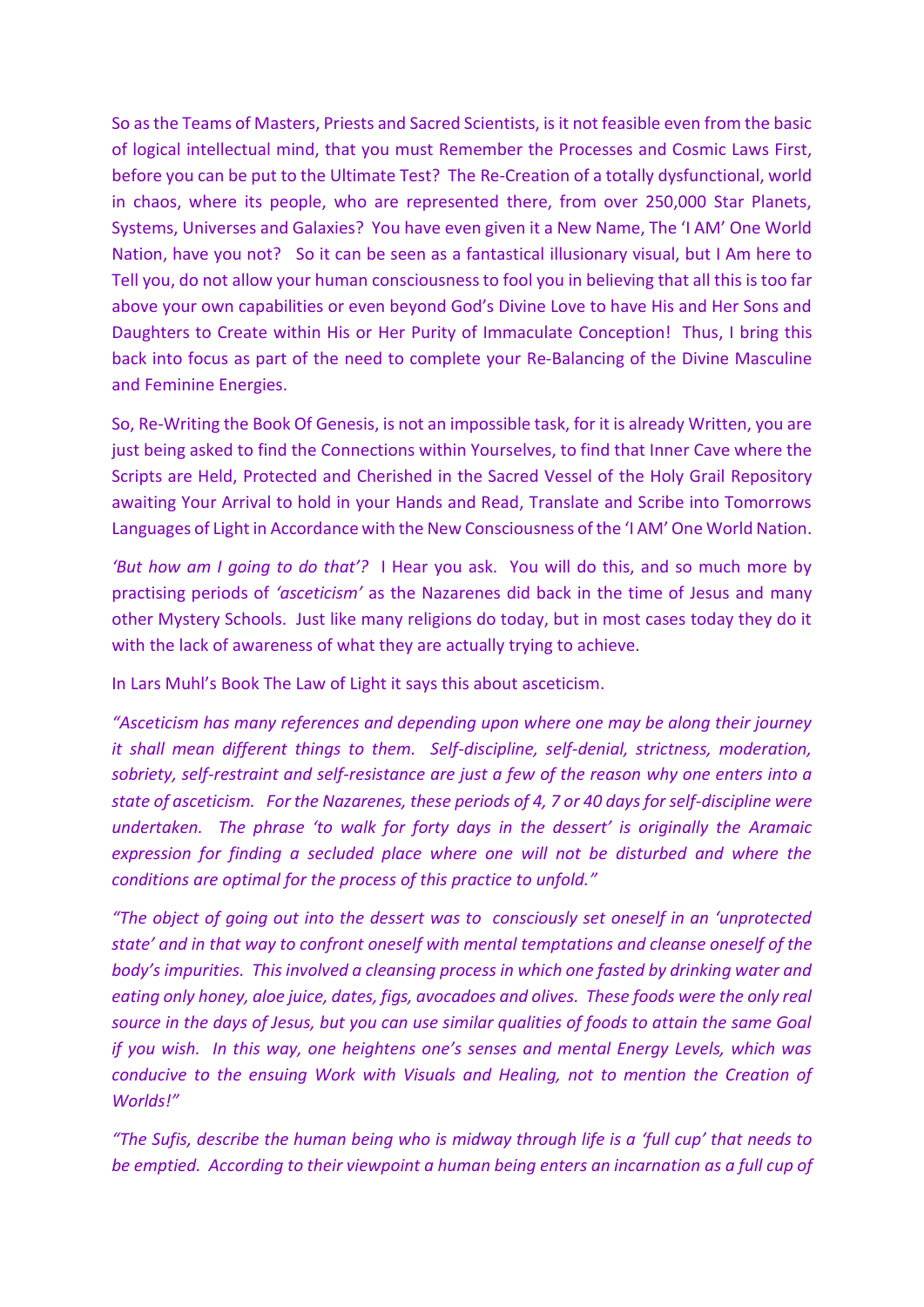So as the Teams of Masters, Priests and Sacred Scientists, is it not feasible even from the basic of logical intellectual mind, that you must Remember the Processes and Cosmic Laws First, before you can be put to the Ultimate Test? The Re-Creation of a totally dysfunctional, world in chaos, where its people, who are represented there, from over 250,000 Star Planets, Systems, Universes and Galaxies? You have even given it a New Name, The 'I AM' One World Nation, have you not? So it can be seen as a fantastical illusionary visual, but I Am here to Tell you, do not allow your human consciousness to fool you in believing that all this is too far above your own capabilities or even beyond God's Divine Love to have His and Her Sons and Daughters to Create within His or Her Purity of Immaculate Conception! Thus, I bring this back into focus as part of the need to complete your Re-Balancing of the Divine Masculine and Feminine Energies.

So, Re-Writing the Book Of Genesis, is not an impossible task, for it is already Written, you are just being asked to find the Connections within Yourselves, to find that Inner Cave where the Scripts are Held, Protected and Cherished in the Sacred Vessel of the Holy Grail Repository awaiting Your Arrival to hold in your Hands and Read, Translate and Scribe into Tomorrows Languages of Light in Accordance with the New Consciousness of the 'I AM' One World Nation.

*'But how am I going to do that'?* I Hear you ask. You will do this, and so much more by practising periods of *'asceticism'* as the Nazarenes did back in the time of Jesus and many other Mystery Schools. Just like many religions do today, but in most cases today they do it with the lack of awareness of what they are actually trying to achieve.

In Lars Muhl's Book The Law of Light it says this about asceticism.

*"Asceticism has many references and depending upon where one may be along their journey it shall mean different things to them. Self-discipline, self-denial, strictness, moderation, sobriety, self-restraint and self-resistance are just a few of the reason why one enters into a state of asceticism. For the Nazarenes, these periods of 4, 7 or 40 days for self-discipline were undertaken. The phrase 'to walk for forty days in the dessert' is originally the Aramaic expression for finding a secluded place where one will not be disturbed and where the conditions are optimal for the process of this practice to unfold."*

*"The object of going out into the dessert was to consciously set oneself in an 'unprotected state' and in that way to confront oneself with mental temptations and cleanse oneself of the body's impurities. This involved a cleansing process in which one fasted by drinking water and eating only honey, aloe juice, dates, figs, avocadoes and olives. These foods were the only real source in the days of Jesus, but you can use similar qualities of foods to attain the same Goal if you wish. In this way, one heightens one's senses and mental Energy Levels, which was conducive to the ensuing Work with Visuals and Healing, not to mention the Creation of Worlds!"*

*"The Sufis, describe the human being who is midway through life is a 'full cup' that needs to be emptied. According to their viewpoint a human being enters an incarnation as a full cup of*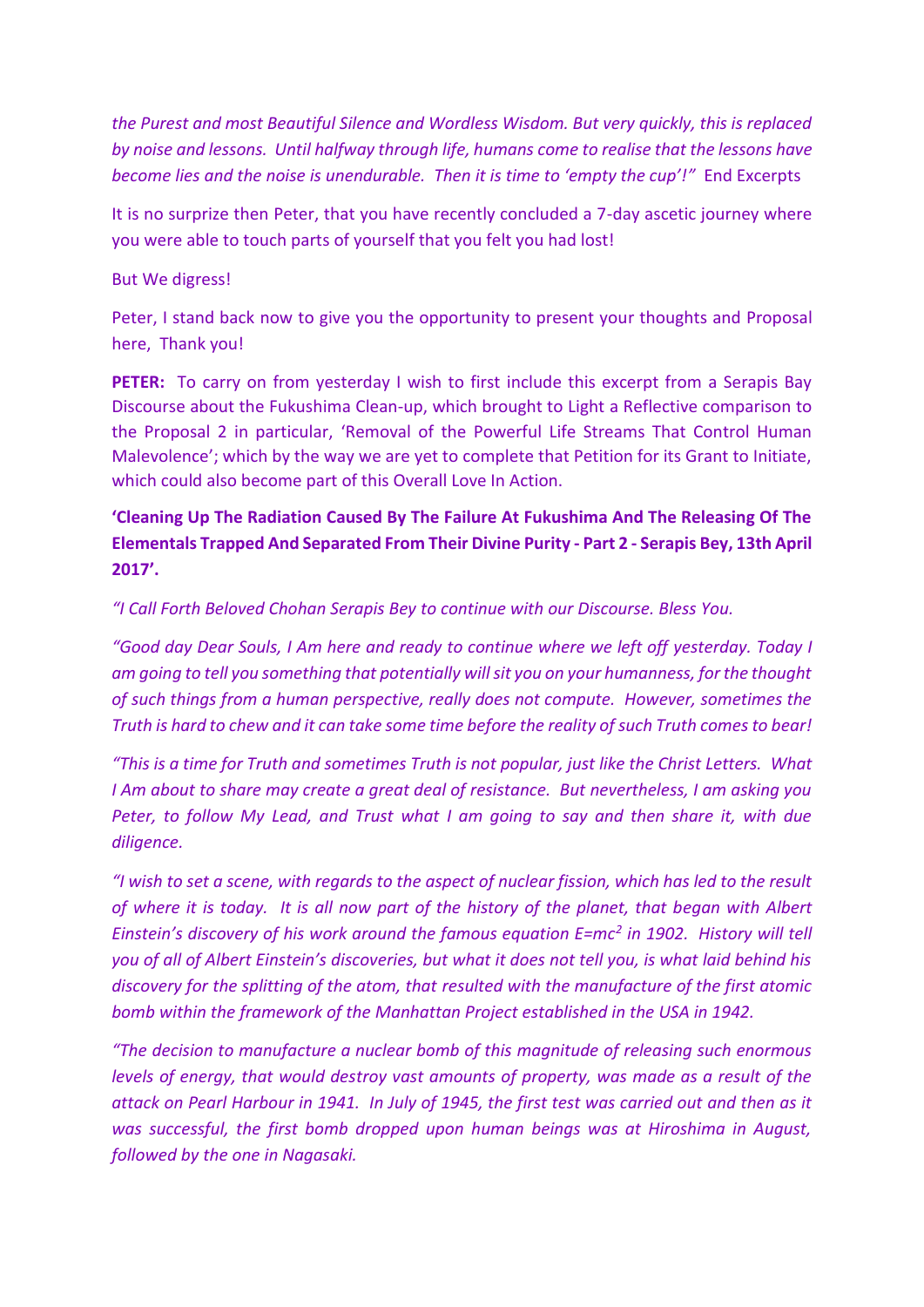*the Purest and most Beautiful Silence and Wordless Wisdom. But very quickly, this is replaced by noise and lessons. Until halfway through life, humans come to realise that the lessons have become lies and the noise is unendurable. Then it is time to 'empty the cup'!"* End Excerpts

It is no surprize then Peter, that you have recently concluded a 7-day ascetic journey where you were able to touch parts of yourself that you felt you had lost!

But We digress!

Peter, I stand back now to give you the opportunity to present your thoughts and Proposal here, Thank you!

**PETER:** To carry on from yesterday I wish to first include this excerpt from a Serapis Bay Discourse about the Fukushima Clean-up, which brought to Light a Reflective comparison to the Proposal 2 in particular, 'Removal of the Powerful Life Streams That Control Human Malevolence'; which by the way we are yet to complete that Petition for its Grant to Initiate, which could also become part of this Overall Love In Action.

**'Cleaning Up The Radiation Caused By The Failure At Fukushima And The Releasing Of The Elementals Trapped And Separated From Their Divine Purity - Part 2 - Serapis Bey, 13th April 2017'.**

*"I Call Forth Beloved Chohan Serapis Bey to continue with our Discourse. Bless You.*

*"Good day Dear Souls, I Am here and ready to continue where we left off yesterday. Today I am going to tell you something that potentially will sit you on your humanness, for the thought of such things from a human perspective, really does not compute. However, sometimes the Truth is hard to chew and it can take some time before the reality of such Truth comes to bear!*

*"This is a time for Truth and sometimes Truth is not popular, just like the Christ Letters. What I Am about to share may create a great deal of resistance. But nevertheless, I am asking you Peter, to follow My Lead, and Trust what I am going to say and then share it, with due diligence.*

*"I wish to set a scene, with regards to the aspect of nuclear fission, which has led to the result of where it is today. It is all now part of the history of the planet, that began with Albert Einstein's discovery of his work around the famous equation $E=mc^2$ in 1902. History will tell you of all of Albert Einstein's discoveries, but what it does not tell you, is what laid behind his discovery for the splitting of the atom, that resulted with the manufacture of the first atomic bomb within the framework of the Manhattan Project established in the USA in 1942.*

*"The decision to manufacture a nuclear bomb of this magnitude of releasing such enormous levels of energy, that would destroy vast amounts of property, was made as a result of the attack on Pearl Harbour in 1941. In July of 1945, the first test was carried out and then as it was successful, the first bomb dropped upon human beings was at Hiroshima in August, followed by the one in Nagasaki.*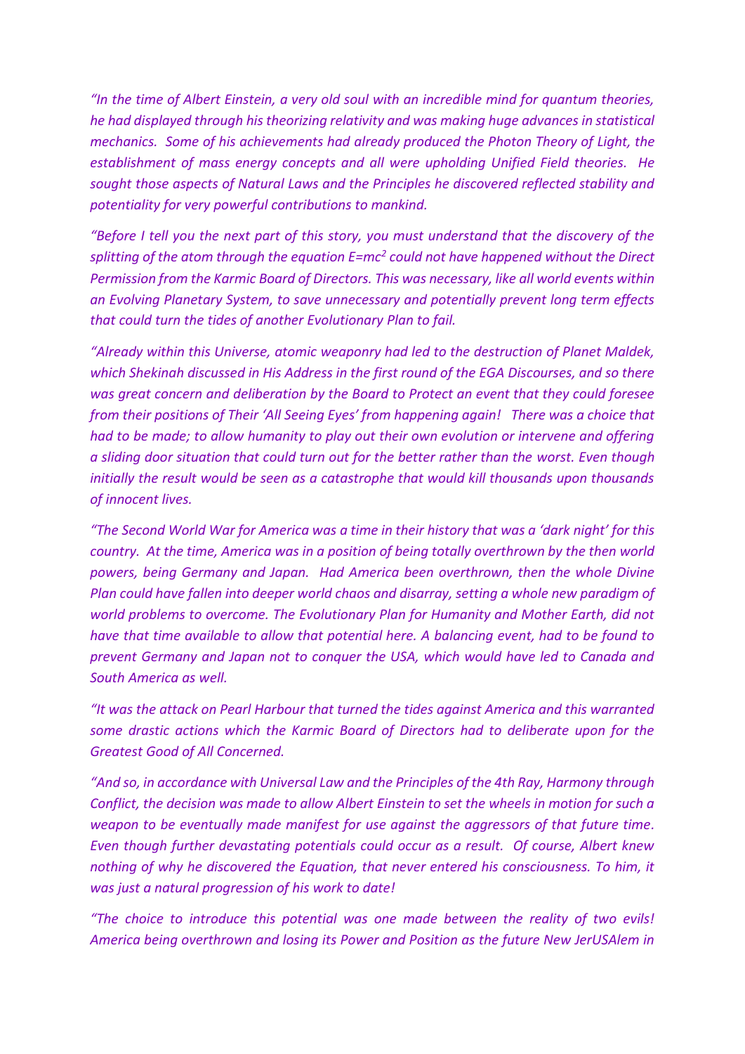*"In the time of Albert Einstein, a very old soul with an incredible mind for quantum theories, he had displayed through his theorizing relativity and was making huge advances in statistical mechanics. Some of his achievements had already produced the Photon Theory of Light, the establishment of mass energy concepts and all were upholding Unified Field theories. He sought those aspects of Natural Laws and the Principles he discovered reflected stability and potentiality for very powerful contributions to mankind.*

*"Before I tell you the next part of this story, you must understand that the discovery of the splitting of the atom through the equation $E=mc^2$ could not have happened without the Direct Permission from the Karmic Board of Directors. This was necessary, like all world events within an Evolving Planetary System, to save unnecessary and potentially prevent long term effects that could turn the tides of another Evolutionary Plan to fail.*

*"Already within this Universe, atomic weaponry had led to the destruction of Planet Maldek, which Shekinah discussed in His Address in the first round of the EGA Discourses, and so there was great concern and deliberation by the Board to Protect an event that they could foresee from their positions of Their 'All Seeing Eyes' from happening again! There was a choice that had to be made; to allow humanity to play out their own evolution or intervene and offering a sliding door situation that could turn out for the better rather than the worst. Even though initially the result would be seen as a catastrophe that would kill thousands upon thousands of innocent lives.*

*"The Second World War for America was a time in their history that was a 'dark night' for this country. At the time, America was in a position of being totally overthrown by the then world powers, being Germany and Japan. Had America been overthrown, then the whole Divine Plan could have fallen into deeper world chaos and disarray, setting a whole new paradigm of world problems to overcome. The Evolutionary Plan for Humanity and Mother Earth, did not have that time available to allow that potential here. A balancing event, had to be found to prevent Germany and Japan not to conquer the USA, which would have led to Canada and South America as well.*

*"It was the attack on Pearl Harbour that turned the tides against America and this warranted some drastic actions which the Karmic Board of Directors had to deliberate upon for the Greatest Good of All Concerned.*

*"And so, in accordance with Universal Law and the Principles of the 4th Ray, Harmony through Conflict, the decision was made to allow Albert Einstein to set the wheels in motion for such a weapon to be eventually made manifest for use against the aggressors of that future time. Even though further devastating potentials could occur as a result. Of course, Albert knew nothing of why he discovered the Equation, that never entered his consciousness. To him, it was just a natural progression of his work to date!*

*"The choice to introduce this potential was one made between the reality of two evils! America being overthrown and losing its Power and Position as the future New JerUSAlem in*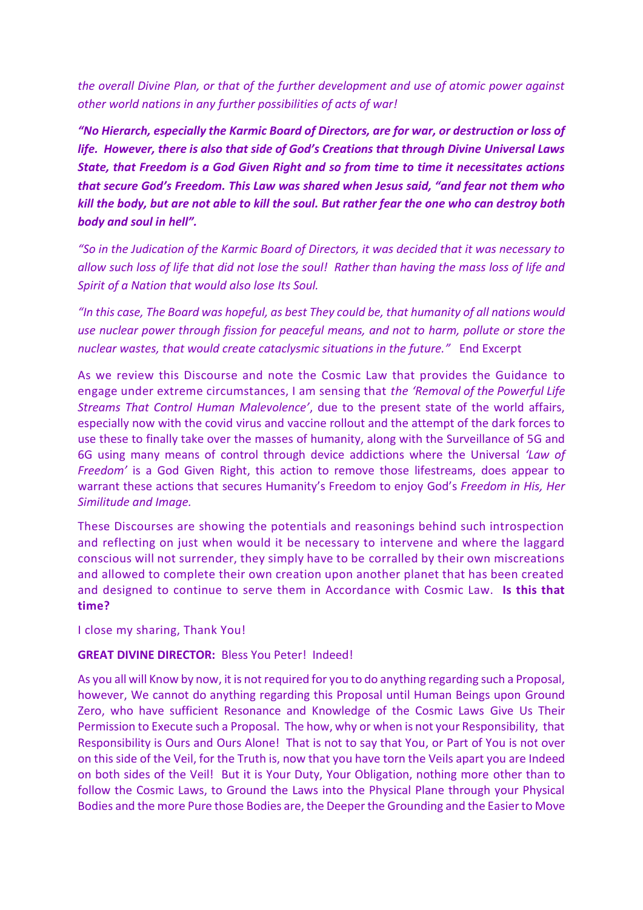*the overall Divine Plan, or that of the further development and use of atomic power against other world nations in any further possibilities of acts of war!*

***"No Hierarch, especially the Karmic Board of Directors, are for war, or destruction or loss of life. However, there is also that side of God's Creations that through Divine Universal Laws State, that Freedom is a God Given Right and so from time to time it necessitates actions that secure God's Freedom. This Law was shared when Jesus said, "and fear not them who kill the body, but are not able to kill the soul. But rather fear the one who can destroy both body and soul in hell".***

*"So in the Judication of the Karmic Board of Directors, it was decided that it was necessary to allow such loss of life that did not lose the soul! Rather than having the mass loss of life and Spirit of a Nation that would also lose Its Soul.*

*"In this case, The Board was hopeful, as best They could be, that humanity of all nations would use nuclear power through fission for peaceful means, and not to harm, pollute or store the nuclear wastes, that would create cataclysmic situations in the future."* End Excerpt

As we review this Discourse and note the Cosmic Law that provides the Guidance to engage under extreme circumstances, I am sensing that *the 'Removal of the Powerful Life Streams That Control Human Malevolence'*, due to the present state of the world affairs, especially now with the covid virus and vaccine rollout and the attempt of the dark forces to use these to finally take over the masses of humanity, along with the Surveillance of 5G and 6G using many means of control through device addictions where the Universal *'Law of Freedom'* is a God Given Right, this action to remove those lifestreams, does appear to warrant these actions that secures Humanity's Freedom to enjoy God's *Freedom in His, Her Similitude and Image.*

These Discourses are showing the potentials and reasonings behind such introspection and reflecting on just when would it be necessary to intervene and where the laggard conscious will not surrender, they simply have to be corralled by their own miscreations and allowed to complete their own creation upon another planet that has been created and designed to continue to serve them in Accordance with Cosmic Law. **Is this that time?**

I close my sharing, Thank You!

**GREAT DIVINE DIRECTOR:** Bless You Peter! Indeed!

As you all will Know by now, it is not required for you to do anything regarding such a Proposal, however, We cannot do anything regarding this Proposal until Human Beings upon Ground Zero, who have sufficient Resonance and Knowledge of the Cosmic Laws Give Us Their Permission to Execute such a Proposal. The how, why or when is not your Responsibility, that Responsibility is Ours and Ours Alone! That is not to say that You, or Part of You is not over on this side of the Veil, for the Truth is, now that you have torn the Veils apart you are Indeed on both sides of the Veil! But it is Your Duty, Your Obligation, nothing more other than to follow the Cosmic Laws, to Ground the Laws into the Physical Plane through your Physical Bodies and the more Pure those Bodies are, the Deeper the Grounding and the Easier to Move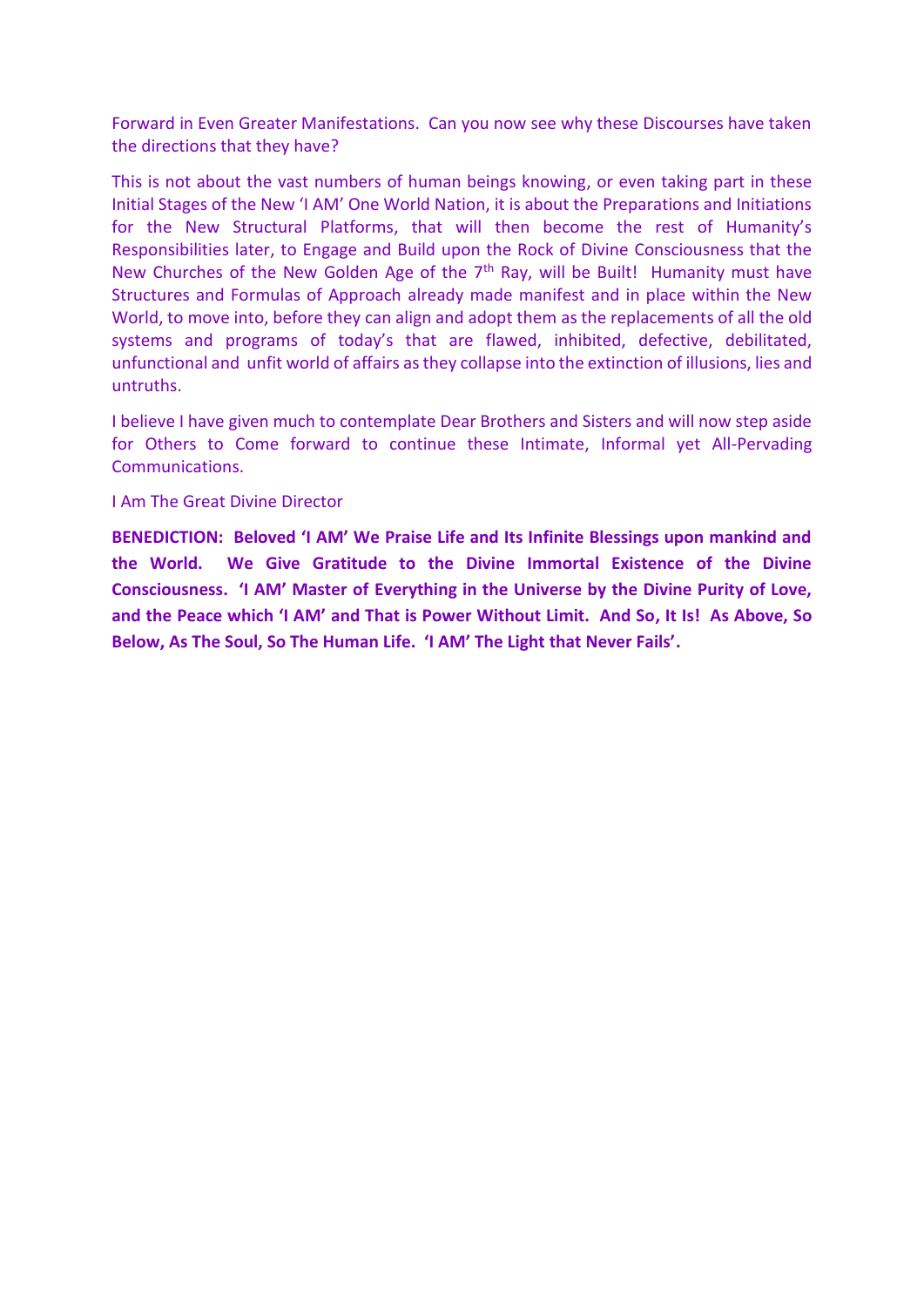Forward in Even Greater Manifestations. Can you now see why these Discourses have taken the directions that they have?

This is not about the vast numbers of human beings knowing, or even taking part in these Initial Stages of the New 'I AM' One World Nation, it is about the Preparations and Initiations for the New Structural Platforms, that will then become the rest of Humanity's Responsibilities later, to Engage and Build upon the Rock of Divine Consciousness that the New Churches of the New Golden Age of the 7th Ray, will be Built! Humanity must have Structures and Formulas of Approach already made manifest and in place within the New World, to move into, before they can align and adopt them as the replacements of all the old systems and programs of today's that are flawed, inhibited, defective, debilitated, unfunctional and unfit world of affairs as they collapse into the extinction of illusions, lies and untruths.

I believe I have given much to contemplate Dear Brothers and Sisters and will now step aside for Others to Come forward to continue these Intimate, Informal yet All-Pervading Communications.

I Am The Great Divine Director

**BENEDICTION: Beloved 'I AM' We Praise Life and Its Infinite Blessings upon mankind and the World. We Give Gratitude to the Divine Immortal Existence of the Divine Consciousness. 'I AM' Master of Everything in the Universe by the Divine Purity of Love, and the Peace which 'I AM' and That is Power Without Limit. And So, It Is! As Above, So Below, As The Soul, So The Human Life. 'I AM' The Light that Never Fails'.**